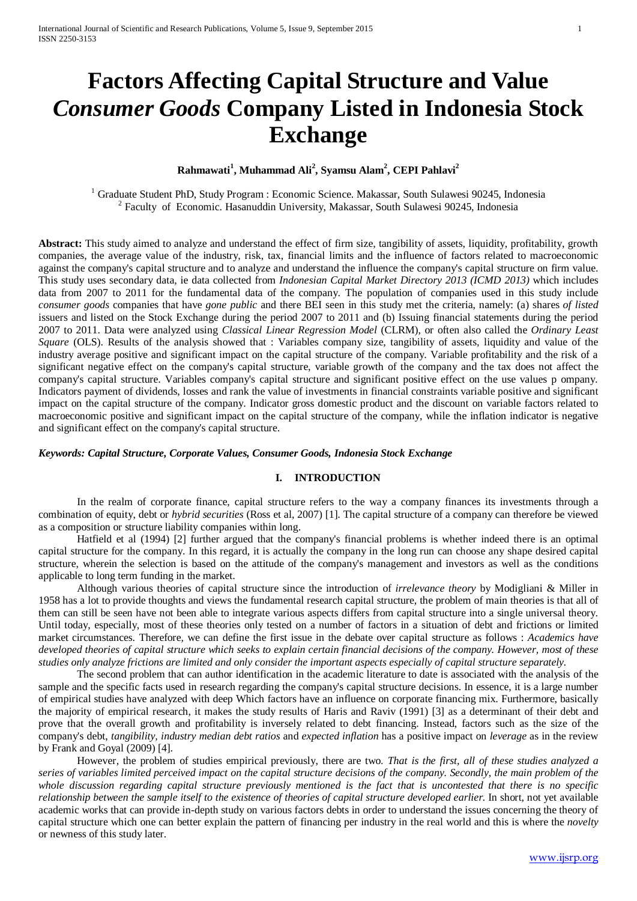# Factors Affecting Capital Structure and Value *Consumer Goods* Company Listed in Indonesia Stock Exchange

**Rahmawati[1], Muhammad Ali[2], Syamsu Alam[2], CEPI Pahlavi[2]**

[1] Graduate Student PhD, Study Program : Economic Science. Makassar, South Sulawesi 90245, Indonesia
[2] Faculty of Economic. Hasanuddin University, Makassar, South Sulawesi 90245, Indonesia

**Abstract:** This study aimed to analyze and understand the effect of firm size, tangibility of assets, liquidity, profitability, growth companies, the average value of the industry, risk, tax, financial limits and the influence of factors related to macroeconomic against the company's capital structure and to analyze and understand the influence the company's capital structure on firm value. This study uses secondary data, ie data collected from *Indonesian Capital Market Directory 2013 (ICMD 2013)* which includes data from 2007 to 2011 for the fundamental data of the company. The population of companies used in this study include *consumer goods* companies that have *gone public* and there BEI seen in this study met the criteria, namely: (a) shares *of listed* issuers and listed on the Stock Exchange during the period 2007 to 2011 and (b) Issuing financial statements during the period 2007 to 2011. Data were analyzed using *Classical Linear Regression Model* (CLRM), or often also called the *Ordinary Least Square* (OLS). Results of the analysis showed that : Variables company size, tangibility of assets, liquidity and value of the industry average positive and significant impact on the capital structure of the company. Variable profitability and the risk of a significant negative effect on the company's capital structure, variable growth of the company and the tax does not affect the company's capital structure. Variables company's capital structure and significant positive effect on the use values p ompany. Indicators payment of dividends, losses and rank the value of investments in financial constraints variable positive and significant impact on the capital structure of the company. Indicator gross domestic product and the discount on variable factors related to macroeconomic positive and significant impact on the capital structure of the company, while the inflation indicator is negative and significant effect on the company's capital structure.

***Keywords: Capital Structure, Corporate Values, Consumer Goods, Indonesia Stock Exchange***

## I. INTRODUCTION

In the realm of corporate finance, capital structure refers to the way a company finances its investments through a combination of equity, debt or *hybrid securities* (Ross et al, 2007) [1]. The capital structure of a company can therefore be viewed as a composition or structure liability companies within long.

Hatfield et al (1994) [2] further argued that the company's financial problems is whether indeed there is an optimal capital structure for the company. In this regard, it is actually the company in the long run can choose any shape desired capital structure, wherein the selection is based on the attitude of the company's management and investors as well as the conditions applicable to long term funding in the market.

Although various theories of capital structure since the introduction of *irrelevance theory* by Modigliani & Miller in 1958 has a lot to provide thoughts and views the fundamental research capital structure, the problem of main theories is that all of them can still be seen have not been able to integrate various aspects differs from capital structure into a single universal theory. Until today, especially, most of these theories only tested on a number of factors in a situation of debt and frictions or limited market circumstances. Therefore, we can define the first issue in the debate over capital structure as follows : *Academics have developed theories of capital structure which seeks to explain certain financial decisions of the company. However, most of these studies only analyze frictions are limited and only consider the important aspects especially of capital structure separately.*

The second problem that can author identification in the academic literature to date is associated with the analysis of the sample and the specific facts used in research regarding the company's capital structure decisions. In essence, it is a large number of empirical studies have analyzed with deep Which factors have an influence on corporate financing mix. Furthermore, basically the majority of empirical research, it makes the study results of Haris and Raviv (1991) [3] as a determinant of their debt and prove that the overall growth and profitability is inversely related to debt financing. Instead, factors such as the size of the company's debt, *tangibility, industry median debt ratios* and *expected inflation* has a positive impact on *leverage* as in the review by Frank and Goyal (2009) [4].

However, the problem of studies empirical previously, there are two. *That is the first, all of these studies analyzed a series of variables limited perceived impact on the capital structure decisions of the company. Secondly, the main problem of the whole discussion regarding capital structure previously mentioned is the fact that is uncontested that there is no specific relationship between the sample itself to the existence of theories of capital structure developed earlier.* In short, not yet available academic works that can provide in-depth study on various factors debts in order to understand the issues concerning the theory of capital structure which one can better explain the pattern of financing per industry in the real world and this is where the *novelty* or newness of this study later.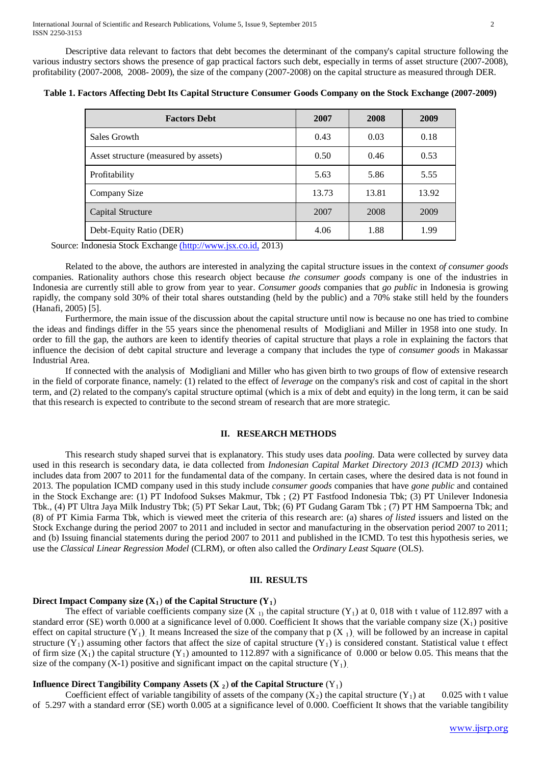Descriptive data relevant to factors that debt becomes the determinant of the company's capital structure following the various industry sectors shows the presence of gap practical factors such debt, especially in terms of asset structure (2007-2008), profitability (2007-2008, 2008- 2009), the size of the company (2007-2008) on the capital structure as measured through DER.

**Table 1. Factors Affecting Debt Its Capital Structure Consumer Goods Company on the Stock Exchange (2007-2009)**

| Factors Debt | 2007 | 2008 | 2009 |
|---|---|---|---|
| Sales Growth | 0.43 | 0.03 | 0.18 |
| Asset structure (measured by assets) | 0.50 | 0.46 | 0.53 |
| Profitability | 5.63 | 5.86 | 5.55 |
| Company Size | 13.73 | 13.81 | 13.92 |
| Capital Structure | 2007 | 2008 | 2009 |
| Debt-Equity Ratio (DER) | 4.06 | 1.88 | 1.99 |

Source: Indonesia Stock Exchange (http://www.jsx.co.id, 2013)

Related to the above, the authors are interested in analyzing the capital structure issues in the context *of consumer goods* companies. Rationality authors chose this research object because *the consumer goods* company is one of the industries in Indonesia are currently still able to grow from year to year. *Consumer goods* companies that *go public* in Indonesia is growing rapidly, the company sold 30% of their total shares outstanding (held by the public) and a 70% stake still held by the founders (Hanafi, 2005) [5].

Furthermore, the main issue of the discussion about the capital structure until now is because no one has tried to combine the ideas and findings differ in the 55 years since the phenomenal results of Modigliani and Miller in 1958 into one study. In order to fill the gap, the authors are keen to identify theories of capital structure that plays a role in explaining the factors that influence the decision of debt capital structure and leverage a company that includes the type of *consumer goods* in Makassar Industrial Area.

If connected with the analysis of Modigliani and Miller who has given birth to two groups of flow of extensive research in the field of corporate finance, namely: (1) related to the effect of *leverage* on the company's risk and cost of capital in the short term, and (2) related to the company's capital structure optimal (which is a mix of debt and equity) in the long term, it can be said that this research is expected to contribute to the second stream of research that are more strategic.

## II. RESEARCH METHODS

This research study shaped survei that is explanatory. This study uses data *pooling.* Data were collected by survey data used in this research is secondary data, ie data collected from *Indonesian Capital Market Directory 2013 (ICMD 2013)* which includes data from 2007 to 2011 for the fundamental data of the company. In certain cases, where the desired data is not found in 2013. The population ICMD company used in this study include *consumer goods* companies that have *gone public* and contained in the Stock Exchange are: (1) PT Indofood Sukses Makmur, Tbk ; (2) PT Fastfood Indonesia Tbk; (3) PT Unilever Indonesia Tbk., (4) PT Ultra Jaya Milk Industry Tbk; (5) PT Sekar Laut, Tbk; (6) PT Gudang Garam Tbk ; (7) PT HM Sampoerna Tbk; and (8) of PT Kimia Farma Tbk, which is viewed meet the criteria of this research are: (a) shares *of listed* issuers and listed on the Stock Exchange during the period 2007 to 2011 and included in sector and manufacturing in the observation period 2007 to 2011; and (b) Issuing financial statements during the period 2007 to 2011 and published in the ICMD. To test this hypothesis series, we use the *Classical Linear Regression Model* (CLRM), or often also called the *Ordinary Least Square* (OLS).

## III. RESULTS

### Direct Impact Company size ($X_1$) of the Capital Structure ($Y_1$)

The effect of variable coefficients company size ($X_1$) the capital structure ($Y_1$) at 0, 018 with t value of 112.897 with a standard error (SE) worth 0.000 at a significance level of 0.000. Coefficient It shows that the variable company size ($X_1$) positive effect on capital structure ($Y_1$). It means Increased the size of the company that p ($X_1$), will be followed by an increase in capital structure ($Y_1$) assuming other factors that affect the size of capital structure ($Y_1$) is considered constant. Statistical value t effect of firm size ($X_1$) the capital structure ($Y_1$) amounted to 112.897 with a significance of 0.000 or below 0.05. This means that the size of the company (X-1) positive and significant impact on the capital structure ($Y_1$).

### Influence Direct Tangibility Company Assets ($X_2$) of the Capital Structure ($Y_1$)

Coefficient effect of variable tangibility of assets of the company ($X_2$) the capital structure ($Y_1$) at 0.025 with t value of 5.297 with a standard error (SE) worth 0.005 at a significance level of 0.000. Coefficient It shows that the variable tangibility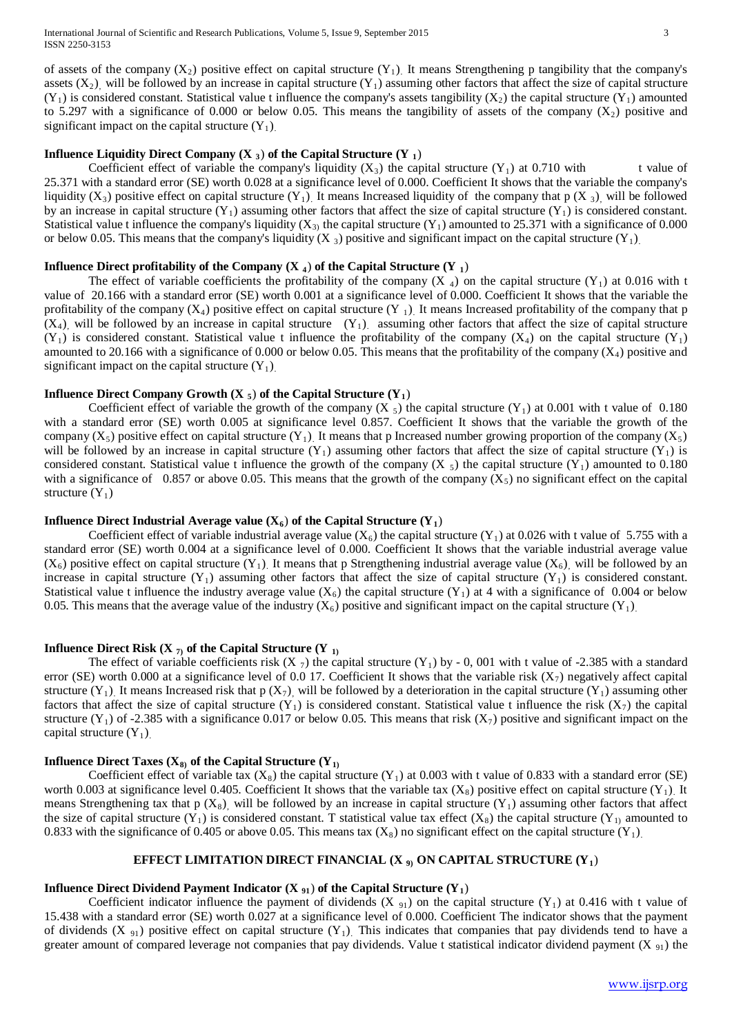of assets of the company ($X_2$) positive effect on capital structure ($Y_1$). It means Strengthening p tangibility that the company's assets ($X_2$), will be followed by an increase in capital structure ($Y_1$) assuming other factors that affect the size of capital structure ($Y_1$) is considered constant. Statistical value t influence the company's assets tangibility ($X_2$) the capital structure ($Y_1$) amounted to 5.297 with a significance of 0.000 or below 0.05. This means the tangibility of assets of the company ($X_2$) positive and significant impact on the capital structure ($Y_1$).

### Influence Liquidity Direct Company ($X_3$) of the Capital Structure ($Y_1$)

Coefficient effect of variable the company's liquidity ($X_3$) the capital structure ($Y_1$) at 0.710 with t value of 25.371 with a standard error (SE) worth 0.028 at a significance level of 0.000. Coefficient It shows that the variable the company's liquidity ($X_3$) positive effect on capital structure ($Y_1$). It means Increased liquidity of the company that p ($X_3$), will be followed by an increase in capital structure ($Y_1$) assuming other factors that affect the size of capital structure ($Y_1$) is considered constant. Statistical value t influence the company's liquidity ($X_3$) the capital structure ($Y_1$) amounted to 25.371 with a significance of 0.000 or below 0.05. This means that the company's liquidity ($X_3$) positive and significant impact on the capital structure ($Y_1$).

### Influence Direct profitability of the Company ($X_4$) of the Capital Structure ($Y_1$)

The effect of variable coefficients the profitability of the company ($X_4$) on the capital structure ($Y_1$) at 0.016 with t value of 20.166 with a standard error (SE) worth 0.001 at a significance level of 0.000. Coefficient It shows that the variable the profitability of the company ($X_4$) positive effect on capital structure ($Y_1$). It means Increased profitability of the company that p ($X_4$), will be followed by an increase in capital structure ($Y_1$), assuming other factors that affect the size of capital structure ($Y_1$) is considered constant. Statistical value t influence the profitability of the company ($X_4$) on the capital structure ($Y_1$) amounted to 20.166 with a significance of 0.000 or below 0.05. This means that the profitability of the company ($X_4$) positive and significant impact on the capital structure ($Y_1$).

### Influence Direct Company Growth ($X_5$) of the Capital Structure ($Y_1$)

Coefficient effect of variable the growth of the company ($X_5$) the capital structure ($Y_1$) at 0.001 with t value of 0.180 with a standard error (SE) worth 0.005 at significance level 0.857. Coefficient It shows that the variable the growth of the company ($X_5$) positive effect on capital structure ($Y_1$). It means that p Increased number growing proportion of the company ($X_5$) will be followed by an increase in capital structure ($Y_1$) assuming other factors that affect the size of capital structure ($Y_1$) is considered constant. Statistical value t influence the growth of the company ($X_5$) the capital structure ($Y_1$) amounted to 0.180 with a significance of 0.857 or above 0.05. This means that the growth of the company ($X_5$) no significant effect on the capital structure ($Y_1$)

### Influence Direct Industrial Average value ($X_6$) of the Capital Structure ($Y_1$)

Coefficient effect of variable industrial average value ($X_6$) the capital structure ($Y_1$) at 0.026 with t value of 5.755 with a standard error (SE) worth 0.004 at a significance level of 0.000. Coefficient It shows that the variable industrial average value ($X_6$) positive effect on capital structure ($Y_1$). It means that p Strengthening industrial average value ($X_6$), will be followed by an increase in capital structure ($Y_1$) assuming other factors that affect the size of capital structure ($Y_1$) is considered constant. Statistical value t influence the industry average value ($X_6$) the capital structure ($Y_1$) at 4 with a significance of 0.004 or below 0.05. This means that the average value of the industry ($X_6$) positive and significant impact on the capital structure ($Y_1$).

### Influence Direct Risk ($X_7$) of the Capital Structure ($Y_1$)

The effect of variable coefficients risk ($X_7$) the capital structure ($Y_1$) by - 0, 001 with t value of -2.385 with a standard error (SE) worth 0.000 at a significance level of 0.0 17. Coefficient It shows that the variable risk ($X_7$) negatively affect capital structure ($Y_1$). It means Increased risk that p ($X_7$), will be followed by a deterioration in the capital structure ($Y_1$) assuming other factors that affect the size of capital structure ($Y_1$) is considered constant. Statistical value t influence the risk ($X_7$) the capital structure ($Y_1$) of -2.385 with a significance 0.017 or below 0.05. This means that risk ($X_7$) positive and significant impact on the capital structure ($Y_1$).

### Influence Direct Taxes ($X_8$) of the Capital Structure ($Y_1$)

Coefficient effect of variable tax ($X_8$) the capital structure ($Y_1$) at 0.003 with t value of 0.833 with a standard error (SE) worth 0.003 at significance level 0.405. Coefficient It shows that the variable tax ($X_8$) positive effect on capital structure ($Y_1$). It means Strengthening tax that p ($X_8$), will be followed by an increase in capital structure ($Y_1$) assuming other factors that affect the size of capital structure ($Y_1$) is considered constant. T statistical value tax effect ($X_8$) the capital structure ($Y_1$) amounted to 0.833 with the significance of 0.405 or above 0.05. This means tax ($X_8$) no significant effect on the capital structure ($Y_1$).

## EFFECT LIMITATION DIRECT FINANCIAL ($X_9$) ON CAPITAL STRUCTURE ($Y_1$)

### Influence Direct Dividend Payment Indicator ($X_{91}$) of the Capital Structure ($Y_1$)

Coefficient indicator influence the payment of dividends ($X_{91}$) on the capital structure ($Y_1$) at 0.416 with t value of 15.438 with a standard error (SE) worth 0.027 at a significance level of 0.000. Coefficient The indicator shows that the payment of dividends ($X_{91}$) positive effect on capital structure ($Y_1$). This indicates that companies that pay dividends tend to have a greater amount of compared leverage not companies that pay dividends. Value t statistical indicator dividend payment ($X_{91}$) the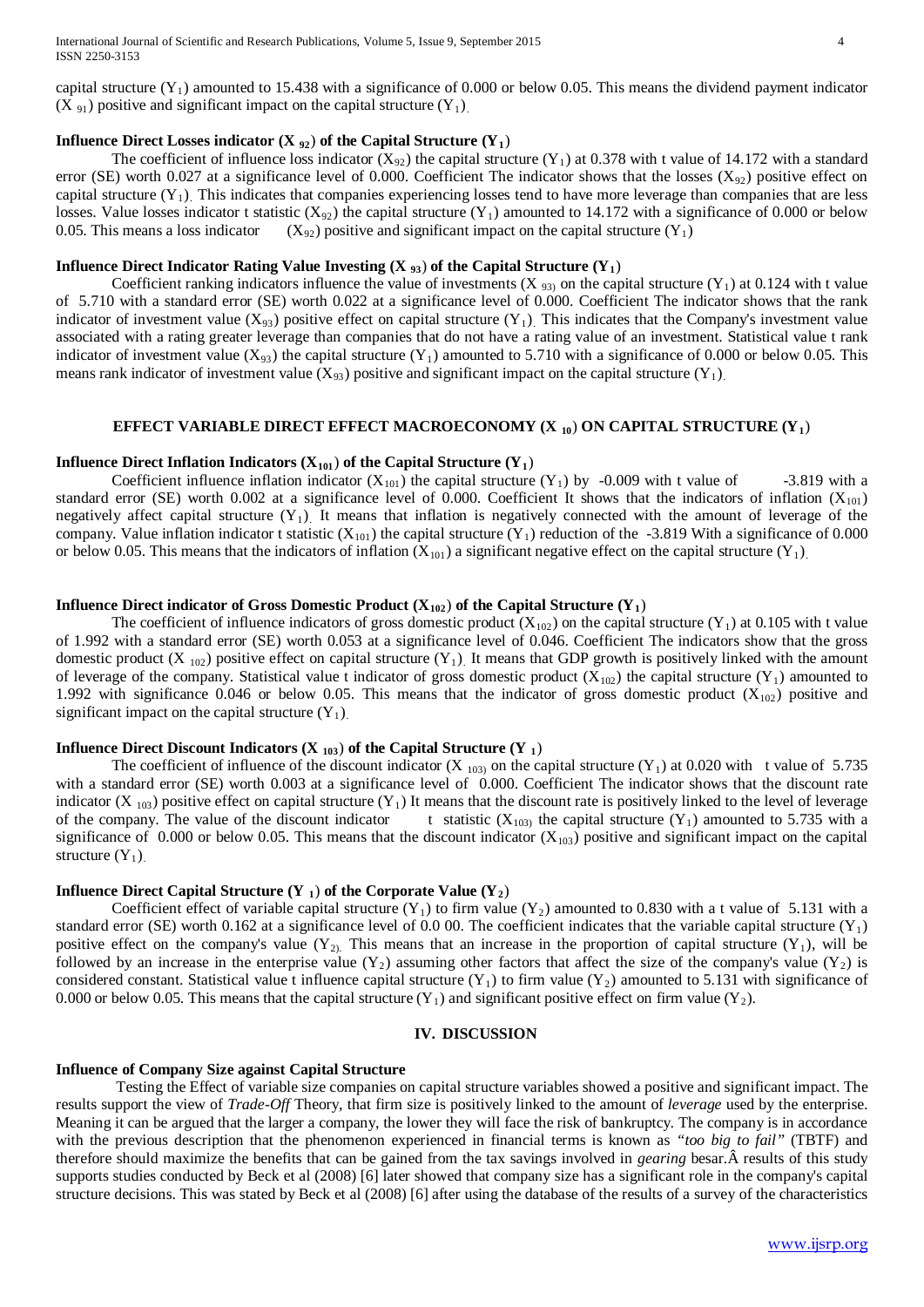capital structure ($Y_1$) amounted to 15.438 with a significance of 0.000 or below 0.05. This means the dividend payment indicator ($X_{91}$) positive and significant impact on the capital structure ($Y_1$).

**Influence Direct Losses indicator ($X_{92}$) of the Capital Structure ($Y_1$)**

The coefficient of influence loss indicator ($X_{92}$) the capital structure ($Y_1$) at 0.378 with t value of 14.172 with a standard error (SE) worth 0.027 at a significance level of 0.000. Coefficient The indicator shows that the losses ($X_{92}$) positive effect on capital structure ($Y_1$). This indicates that companies experiencing losses tend to have more leverage than companies that are less losses. Value losses indicator t statistic ($X_{92}$) the capital structure ($Y_1$) amounted to 14.172 with a significance of 0.000 or below 0.05. This means a loss indicator ($X_{92}$) positive and significant impact on the capital structure ($Y_1$)

**Influence Direct Indicator Rating Value Investing ($X_{93}$) of the Capital Structure ($Y_1$)**

Coefficient ranking indicators influence the value of investments ($X_{93}$) on the capital structure ($Y_1$) at 0.124 with t value of 5.710 with a standard error (SE) worth 0.022 at a significance level of 0.000. Coefficient The indicator shows that the rank indicator of investment value ($X_{93}$) positive effect on capital structure ($Y_1$). This indicates that the Company's investment value associated with a rating greater leverage than companies that do not have a rating value of an investment. Statistical value t rank indicator of investment value ($X_{93}$) the capital structure ($Y_1$) amounted to 5.710 with a significance of 0.000 or below 0.05. This means rank indicator of investment value ($X_{93}$) positive and significant impact on the capital structure ($Y_1$).

## EFFECT VARIABLE DIRECT EFFECT MACROECONOMY ($X_{10}$) ON CAPITAL STRUCTURE ($Y_1$)

**Influence Direct Inflation Indicators ($X_{101}$) of the Capital Structure ($Y_1$)**

Coefficient influence inflation indicator ($X_{101}$) the capital structure ($Y_1$) by -0.009 with t value of -3.819 with a standard error (SE) worth 0.002 at a significance level of 0.000. Coefficient It shows that the indicators of inflation ($X_{101}$) negatively affect capital structure ($Y_1$). It means that inflation is negatively connected with the amount of leverage of the company. Value inflation indicator t statistic ($X_{101}$) the capital structure ($Y_1$) reduction of the -3.819 With a significance of 0.000 or below 0.05. This means that the indicators of inflation ($X_{101}$) a significant negative effect on the capital structure ($Y_1$).

**Influence Direct indicator of Gross Domestic Product ($X_{102}$) of the Capital Structure ($Y_1$)**

The coefficient of influence indicators of gross domestic product ($X_{102}$) on the capital structure ($Y_1$) at 0.105 with t value of 1.992 with a standard error (SE) worth 0.053 at a significance level of 0.046. Coefficient The indicators show that the gross domestic product ($X_{102}$) positive effect on capital structure ($Y_1$). It means that GDP growth is positively linked with the amount of leverage of the company. Statistical value t indicator of gross domestic product ($X_{102}$) the capital structure ($Y_1$) amounted to 1.992 with significance 0.046 or below 0.05. This means that the indicator of gross domestic product ($X_{102}$) positive and significant impact on the capital structure ($Y_1$).

**Influence Direct Discount Indicators ($X_{103}$) of the Capital Structure ($Y_1$)**

The coefficient of influence of the discount indicator ($X_{103}$) on the capital structure ($Y_1$) at 0.020 with t value of 5.735 with a standard error (SE) worth 0.003 at a significance level of 0.000. Coefficient The indicator shows that the discount rate indicator ($X_{103}$) positive effect on capital structure ($Y_1$) It means that the discount rate is positively linked to the level of leverage of the company. The value of the discount indicator t statistic ($X_{103}$) the capital structure ($Y_1$) amounted to 5.735 with a significance of 0.000 or below 0.05. This means that the discount indicator ($X_{103}$) positive and significant impact on the capital structure ($Y_1$).

**Influence Direct Capital Structure ($Y_1$) of the Corporate Value ($Y_2$)**

Coefficient effect of variable capital structure ($Y_1$) to firm value ($Y_2$) amounted to 0.830 with a t value of 5.131 with a standard error (SE) worth 0.162 at a significance level of 0.0 00. The coefficient indicates that the variable capital structure ($Y_1$) positive effect on the company's value ($Y_2$). This means that an increase in the proportion of capital structure ($Y_1$), will be followed by an increase in the enterprise value ($Y_2$) assuming other factors that affect the size of the company's value ($Y_2$) is considered constant. Statistical value t influence capital structure ($Y_1$) to firm value ($Y_2$) amounted to 5.131 with significance of 0.000 or below 0.05. This means that the capital structure ($Y_1$) and significant positive effect on firm value ($Y_2$).

## IV. DISCUSSION

**Influence of Company Size against Capital Structure**

Testing the Effect of variable size companies on capital structure variables showed a positive and significant impact. The results support the view of *Trade-Off* Theory, that firm size is positively linked to the amount of *leverage* used by the enterprise. Meaning it can be argued that the larger a company, the lower they will face the risk of bankruptcy. The company is in accordance with the previous description that the phenomenon experienced in financial terms is known as *"too big to fail"* (TBTF) and therefore should maximize the benefits that can be gained from the tax savings involved in *gearing* besar.Â results of this study supports studies conducted by Beck et al (2008) [6] later showed that company size has a significant role in the company's capital structure decisions. This was stated by Beck et al (2008) [6] after using the database of the results of a survey of the characteristics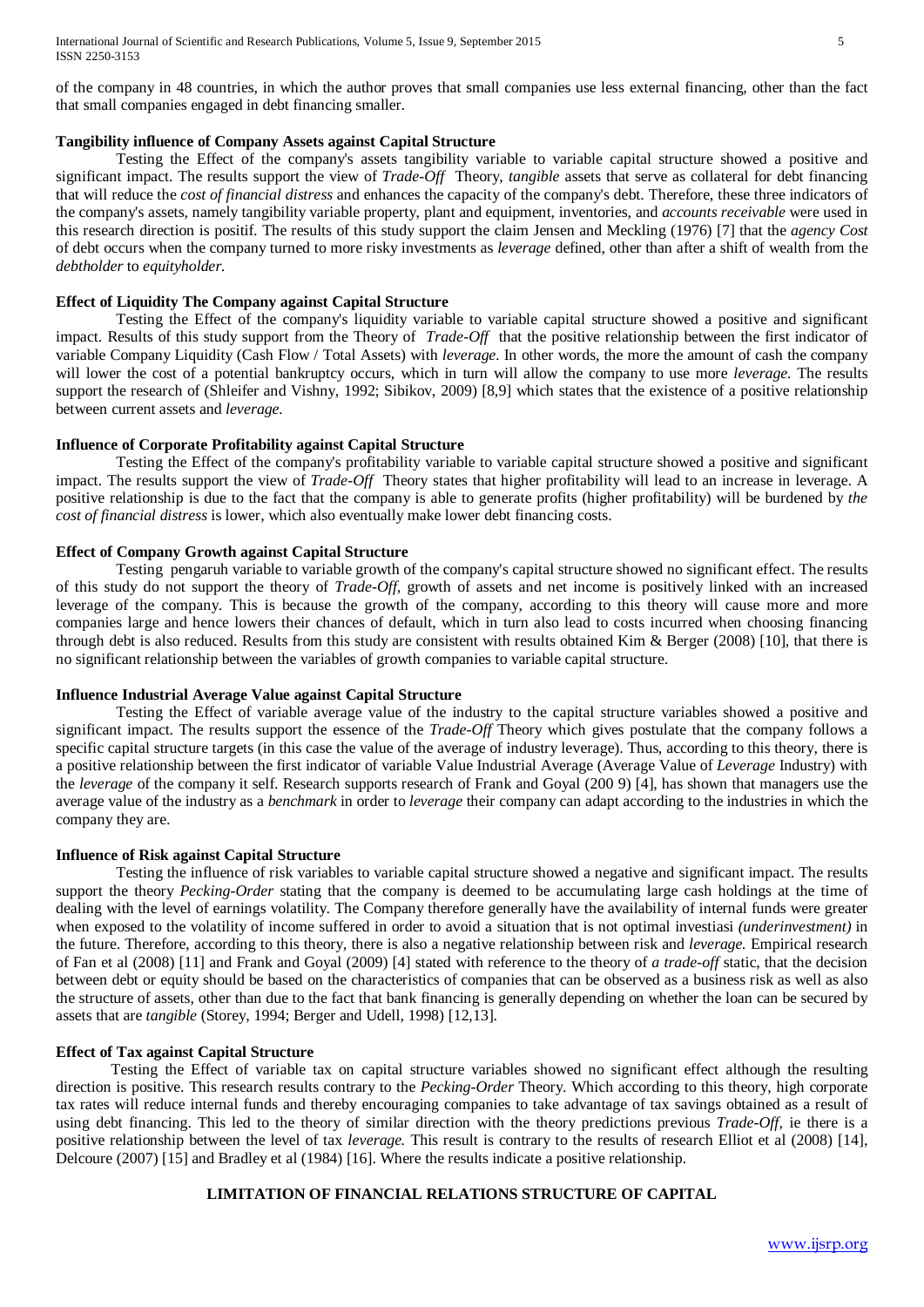of the company in 48 countries, in which the author proves that small companies use less external financing, other than the fact that small companies engaged in debt financing smaller.

**Tangibility influence of Company Assets against Capital Structure**

Testing the Effect of the company's assets tangibility variable to variable capital structure showed a positive and significant impact. The results support the view of *Trade-Off* Theory, *tangible* assets that serve as collateral for debt financing that will reduce the *cost of financial distress* and enhances the capacity of the company's debt. Therefore, these three indicators of the company's assets, namely tangibility variable property, plant and equipment, inventories, and *accounts receivable* were used in this research direction is positif. The results of this study support the claim Jensen and Meckling (1976) [7] that the *agency Cost* of debt occurs when the company turned to more risky investments as *leverage* defined, other than after a shift of wealth from the *debtholder* to *equityholder.*

**Effect of Liquidity The Company against Capital Structure**

Testing the Effect of the company's liquidity variable to variable capital structure showed a positive and significant impact. Results of this study support from the Theory of *Trade-Off* that the positive relationship between the first indicator of variable Company Liquidity (Cash Flow / Total Assets) with *leverage*. In other words, the more the amount of cash the company will lower the cost of a potential bankruptcy occurs, which in turn will allow the company to use more *leverage.* The results support the research of (Shleifer and Vishny, 1992; Sibikov, 2009) [8,9] which states that the existence of a positive relationship between current assets and *leverage.*

**Influence of Corporate Profitability against Capital Structure**

Testing the Effect of the company's profitability variable to variable capital structure showed a positive and significant impact. The results support the view of *Trade-Off* Theory states that higher profitability will lead to an increase in leverage. A positive relationship is due to the fact that the company is able to generate profits (higher profitability) will be burdened by *the cost of financial distress* is lower, which also eventually make lower debt financing costs.

**Effect of Company Growth against Capital Structure**

Testing pengaruh variable to variable growth of the company's capital structure showed no significant effect. The results of this study do not support the theory of *Trade-Off,* growth of assets and net income is positively linked with an increased leverage of the company. This is because the growth of the company, according to this theory will cause more and more companies large and hence lowers their chances of default, which in turn also lead to costs incurred when choosing financing through debt is also reduced. Results from this study are consistent with results obtained Kim & Berger (2008) [10], that there is no significant relationship between the variables of growth companies to variable capital structure.

**Influence Industrial Average Value against Capital Structure**

Testing the Effect of variable average value of the industry to the capital structure variables showed a positive and significant impact. The results support the essence of the *Trade-Off* Theory which gives postulate that the company follows a specific capital structure targets (in this case the value of the average of industry leverage). Thus, according to this theory, there is a positive relationship between the first indicator of variable Value Industrial Average (Average Value of *Leverage* Industry) with the *leverage* of the company it self. Research supports research of Frank and Goyal (200 9) [4], has shown that managers use the average value of the industry as a *benchmark* in order to *leverage* their company can adapt according to the industries in which the company they are.

**Influence of Risk against Capital Structure**

Testing the influence of risk variables to variable capital structure showed a negative and significant impact. The results support the theory *Pecking-Order* stating that the company is deemed to be accumulating large cash holdings at the time of dealing with the level of earnings volatility. The Company therefore generally have the availability of internal funds were greater when exposed to the volatility of income suffered in order to avoid a situation that is not optimal investiasi *(underinvestment)* in the future. Therefore, according to this theory, there is also a negative relationship between risk and *leverage.* Empirical research of Fan et al (2008) [11] and Frank and Goyal (2009) [4] stated with reference to the theory of *a trade-off* static, that the decision between debt or equity should be based on the characteristics of companies that can be observed as a business risk as well as also the structure of assets, other than due to the fact that bank financing is generally depending on whether the loan can be secured by assets that are *tangible* (Storey, 1994; Berger and Udell, 1998) [12,13].

**Effect of Tax against Capital Structure**

Testing the Effect of variable tax on capital structure variables showed no significant effect although the resulting direction is positive. This research results contrary to the *Pecking-Order* Theory. Which according to this theory, high corporate tax rates will reduce internal funds and thereby encouraging companies to take advantage of tax savings obtained as a result of using debt financing. This led to the theory of similar direction with the theory predictions previous *Trade-Off*, ie there is a positive relationship between the level of tax *leverage.* This result is contrary to the results of research Elliot et al (2008) [14], Delcoure (2007) [15] and Bradley et al (1984) [16]. Where the results indicate a positive relationship.

## LIMITATION OF FINANCIAL RELATIONS STRUCTURE OF CAPITAL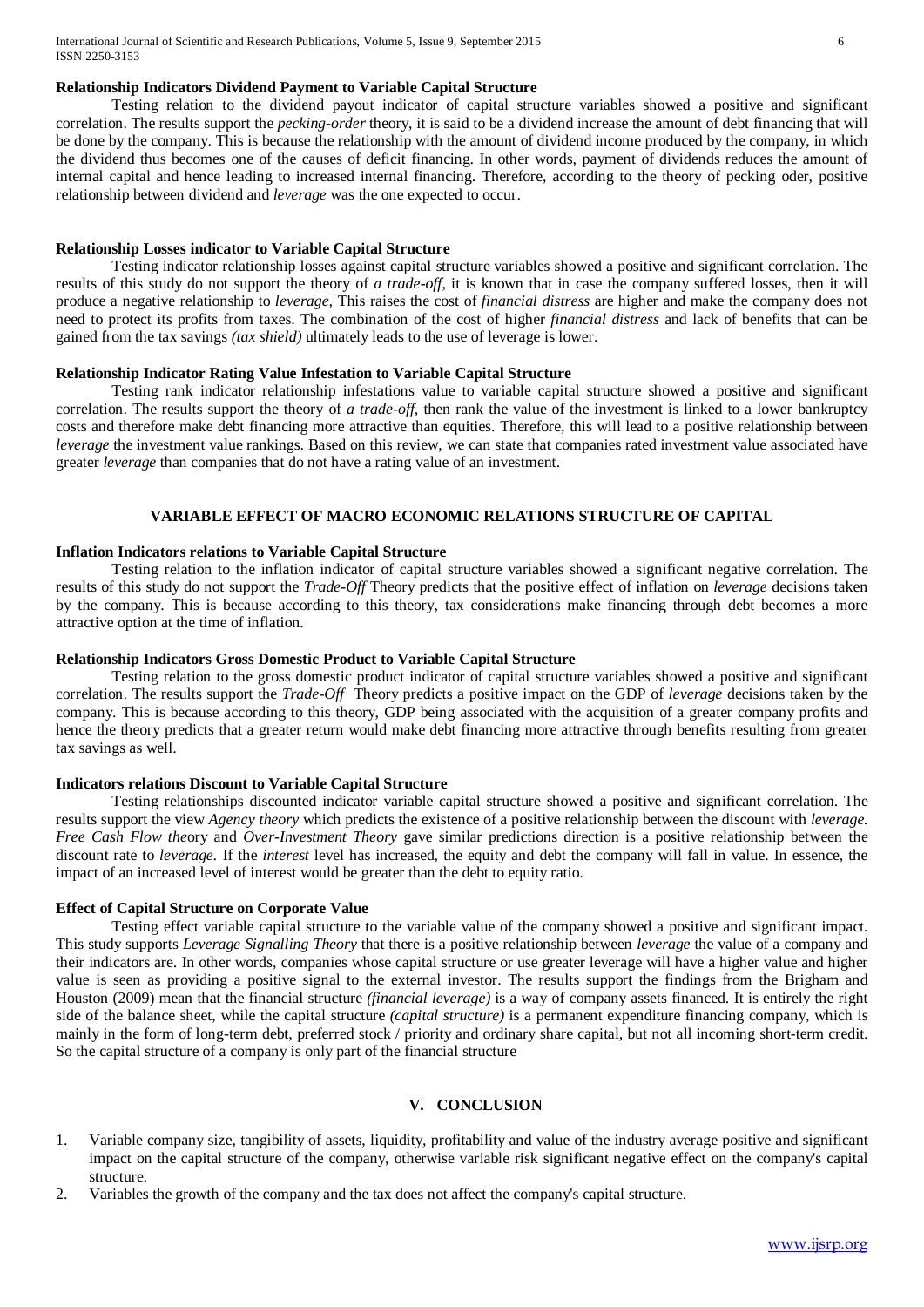**Relationship Indicators Dividend Payment to Variable Capital Structure**

Testing relation to the dividend payout indicator of capital structure variables showed a positive and significant correlation. The results support the *pecking-order* theory, it is said to be a dividend increase the amount of debt financing that will be done by the company. This is because the relationship with the amount of dividend income produced by the company, in which the dividend thus becomes one of the causes of deficit financing. In other words, payment of dividends reduces the amount of internal capital and hence leading to increased internal financing. Therefore, according to the theory of pecking oder, positive relationship between dividend and *leverage* was the one expected to occur.

**Relationship Losses indicator to Variable Capital Structure**

Testing indicator relationship losses against capital structure variables showed a positive and significant correlation. The results of this study do not support the theory of *a trade-off,* it is known that in case the company suffered losses, then it will produce a negative relationship to *leverage,* This raises the cost of *financial distress* are higher and make the company does not need to protect its profits from taxes. The combination of the cost of higher *financial distress* and lack of benefits that can be gained from the tax savings *(tax shield)* ultimately leads to the use of leverage is lower.

**Relationship Indicator Rating Value Infestation to Variable Capital Structure**

Testing rank indicator relationship infestations value to variable capital structure showed a positive and significant correlation. The results support the theory of *a trade-off,* then rank the value of the investment is linked to a lower bankruptcy costs and therefore make debt financing more attractive than equities. Therefore, this will lead to a positive relationship between *leverage* the investment value rankings. Based on this review, we can state that companies rated investment value associated have greater *leverage* than companies that do not have a rating value of an investment.

**VARIABLE EFFECT OF MACRO ECONOMIC RELATIONS STRUCTURE OF CAPITAL**

**Inflation Indicators relations to Variable Capital Structure**

Testing relation to the inflation indicator of capital structure variables showed a significant negative correlation. The results of this study do not support the *Trade-Off* Theory predicts that the positive effect of inflation on *leverage* decisions taken by the company. This is because according to this theory, tax considerations make financing through debt becomes a more attractive option at the time of inflation.

**Relationship Indicators Gross Domestic Product to Variable Capital Structure**

Testing relation to the gross domestic product indicator of capital structure variables showed a positive and significant correlation. The results support the *Trade-Off* Theory predicts a positive impact on the GDP of *leverage* decisions taken by the company. This is because according to this theory, GDP being associated with the acquisition of a greater company profits and hence the theory predicts that a greater return would make debt financing more attractive through benefits resulting from greater tax savings as well.

**Indicators relations Discount to Variable Capital Structure**

Testing relationships discounted indicator variable capital structure showed a positive and significant correlation. The results support the view *Agency theory* which predicts the existence of a positive relationship between the discount with *leverage. Free Cash Flow the*ory and *Over-Investment Theory* gave similar predictions direction is a positive relationship between the discount rate to *leverage.* If the *interest* level has increased, the equity and debt the company will fall in value. In essence, the impact of an increased level of interest would be greater than the debt to equity ratio.

**Effect of Capital Structure on Corporate Value**

Testing effect variable capital structure to the variable value of the company showed a positive and significant impact. This study supports *Leverage Signalling Theory* that there is a positive relationship between *leverage* the value of a company and their indicators are. In other words, companies whose capital structure or use greater leverage will have a higher value and higher value is seen as providing a positive signal to the external investor. The results support the findings from the Brigham and Houston (2009) mean that the financial structure *(financial leverage)* is a way of company assets financed. It is entirely the right side of the balance sheet, while the capital structure *(capital structure)* is a permanent expenditure financing company, which is mainly in the form of long-term debt, preferred stock / priority and ordinary share capital, but not all incoming short-term credit. So the capital structure of a company is only part of the financial structure

## V. CONCLUSION

1. Variable company size, tangibility of assets, liquidity, profitability and value of the industry average positive and significant impact on the capital structure of the company, otherwise variable risk significant negative effect on the company's capital structure.
2. Variables the growth of the company and the tax does not affect the company's capital structure.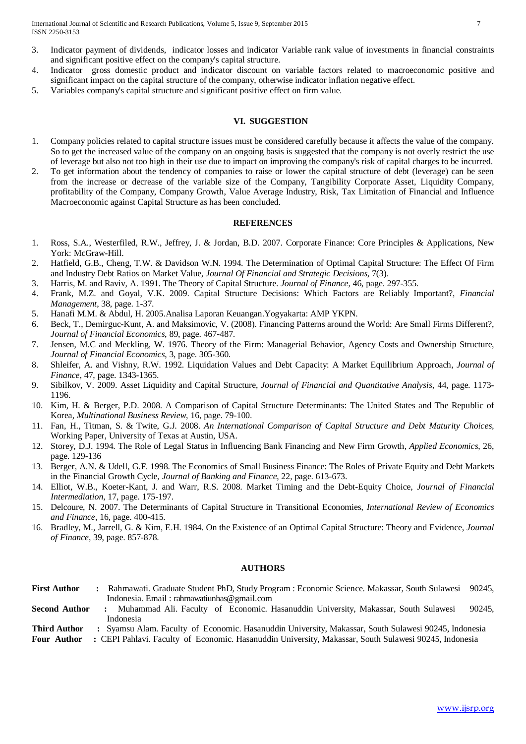3. Indicator payment of dividends, indicator losses and indicator Variable rank value of investments in financial constraints and significant positive effect on the company's capital structure.
4. Indicator gross domestic product and indicator discount on variable factors related to macroeconomic positive and significant impact on the capital structure of the company, otherwise indicator inflation negative effect.
5. Variables company's capital structure and significant positive effect on firm value.

## VI. SUGGESTION

1. Company policies related to capital structure issues must be considered carefully because it affects the value of the company. So to get the increased value of the company on an ongoing basis is suggested that the company is not overly restrict the use of leverage but also not too high in their use due to impact on improving the company's risk of capital charges to be incurred.
2. To get information about the tendency of companies to raise or lower the capital structure of debt (leverage) can be seen from the increase or decrease of the variable size of the Company, Tangibility Corporate Asset, Liquidity Company, profitability of the Company, Company Growth, Value Average Industry, Risk, Tax Limitation of Financial and Influence Macroeconomic against Capital Structure as has been concluded.

## REFERENCES

1. Ross, S.A., Westerfiled, R.W., Jeffrey, J. & Jordan, B.D. 2007. Corporate Finance: Core Principles & Applications, New York: McGraw-Hill.
2. Hatfield, G.B., Cheng, T.W. & Davidson W.N. 1994. The Determination of Optimal Capital Structure: The Effect Of Firm and Industry Debt Ratios on Market Value, *Journal Of Financial and Strategic Decisions*, 7(3).
3. Harris, M. and Raviv, A. 1991. The Theory of Capital Structure. *Journal of Finance*, 46, page. 297-355.
4. Frank, M.Z. and Goyal, V.K. 2009. Capital Structure Decisions: Which Factors are Reliably Important?, *Financial Management*, 38, page. 1-37.
5. Hanafi M.M. & Abdul, H. 2005.Analisa Laporan Keuangan.Yogyakarta: AMP YKPN.
6. Beck, T., Demirguc-Kunt, A. and Maksimovic, V. (2008). Financing Patterns around the World: Are Small Firms Different?, *Journal of Financial Economics*, 89, page. 467-487.
7. Jensen, M.C and Meckling, W. 1976. Theory of the Firm: Managerial Behavior, Agency Costs and Ownership Structure, *Journal of Financial Economics*, 3, page. 305-360.
8. Shleifer, A. and Vishny, R.W. 1992. Liquidation Values and Debt Capacity: A Market Equilibrium Approach, *Journal of Finance*, 47, page. 1343-1365.
9. Sibilkov, V. 2009. Asset Liquidity and Capital Structure, *Journal of Financial and Quantitative Analysis*, 44, page. 1173-1196.
10. Kim, H. & Berger, P.D. 2008. A Comparison of Capital Structure Determinants: The United States and The Republic of Korea, *Multinational Business Review*, 16, page. 79-100.
11. Fan, H., Titman, S. & Twite, G.J. 2008. *An International Comparison of Capital Structure and Debt Maturity Choices*, Working Paper, University of Texas at Austin, USA.
12. Storey, D.J. 1994. The Role of Legal Status in Influencing Bank Financing and New Firm Growth, *Applied Economics*, 26, page. 129-136
13. Berger, A.N. & Udell, G.F. 1998. The Economics of Small Business Finance: The Roles of Private Equity and Debt Markets in the Financial Growth Cycle, *Journal of Banking and Finance*, 22, page. 613-673.
14. Elliot, W.B., Koeter-Kant, J. and Warr, R.S. 2008. Market Timing and the Debt-Equity Choice, *Journal of Financial Intermediation*, 17, page. 175-197.
15. Delcoure, N. 2007. The Determinants of Capital Structure in Transitional Economies, *International Review of Economics and Finance*, 16, page. 400-415.
16. Bradley, M., Jarrell, G. & Kim, E.H. 1984. On the Existence of an Optimal Capital Structure: Theory and Evidence, *Journal of Finance*, 39, page. 857-878.

## AUTHORS

**First Author** : Rahmawati. Graduate Student PhD, Study Program : Economic Science. Makassar, South Sulawesi 90245, Indonesia. Email : rahmawatiunhas@gmail.com

**Second Author** : Muhammad Ali. Faculty of Economic. Hasanuddin University, Makassar, South Sulawesi 90245, Indonesia

**Third Author** : Syamsu Alam. Faculty of Economic. Hasanuddin University, Makassar, South Sulawesi 90245, Indonesia

**Four Author** : CEPI Pahlavi. Faculty of Economic. Hasanuddin University, Makassar, South Sulawesi 90245, Indonesia